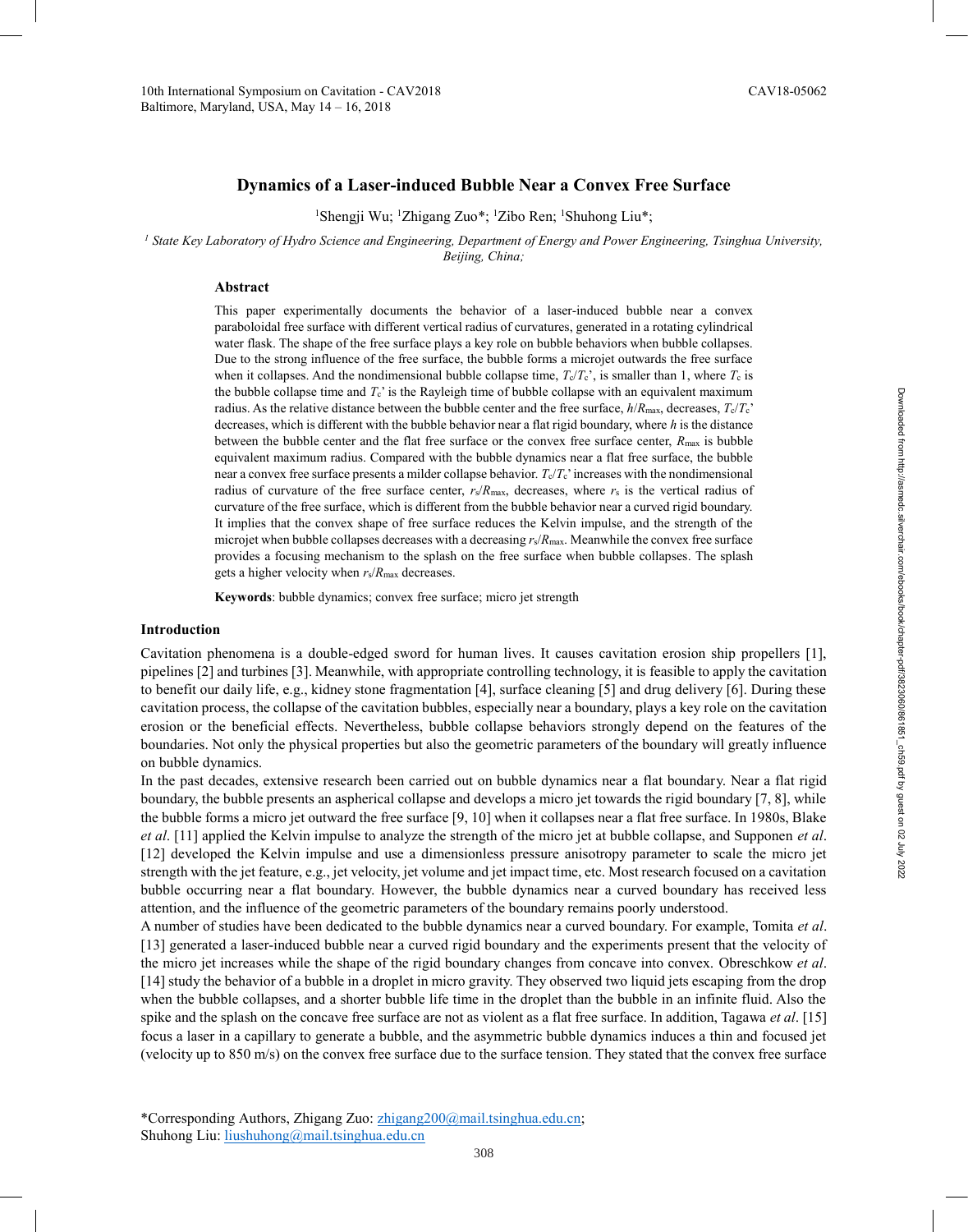# Dynamics of a Laser-induced Bubble Near a Convex Free Surface

[1]Shengji Wu; [1]Zhigang Zuo*; [1]Zibo Ren; [1]Shuhong Liu*;

[1] *State Key Laboratory of Hydro Science and Engineering, Department of Energy and Power Engineering, Tsinghua University, Beijing, China;*

## Abstract

This paper experimentally documents the behavior of a laser-induced bubble near a convex paraboloidal free surface with different vertical radius of curvatures, generated in a rotating cylindrical water flask. The shape of the free surface plays a key role on bubble behaviors when bubble collapses. Due to the strong influence of the free surface, the bubble forms a microjet outwards the free surface when it collapses. And the nondimensional bubble collapse time, $T_c/T_c'$, is smaller than 1, where $T_c$ is the bubble collapse time and $T_c'$ is the Rayleigh time of bubble collapse with an equivalent maximum radius. As the relative distance between the bubble center and the free surface, $h/R_{max}$, decreases, $T_c/T_c'$ decreases, which is different with the bubble behavior near a flat rigid boundary, where $h$ is the distance between the bubble center and the flat free surface or the convex free surface center, $R_{max}$ is bubble equivalent maximum radius. Compared with the bubble dynamics near a flat free surface, the bubble near a convex free surface presents a milder collapse behavior. $T_c/T_c'$ increases with the nondimensional radius of curvature of the free surface center, $r_s/R_{max}$, decreases, where $r_s$ is the vertical radius of curvature of the free surface, which is different from the bubble behavior near a curved rigid boundary. It implies that the convex shape of free surface reduces the Kelvin impulse, and the strength of the microjet when bubble collapses decreases with a decreasing $r_s/R_{max}$. Meanwhile the convex free surface provides a focusing mechanism to the splash on the free surface when bubble collapses. The splash gets a higher velocity when $r_s/R_{max}$ decreases.

**Keywords**: bubble dynamics; convex free surface; micro jet strength

## Introduction

Cavitation phenomena is a double-edged sword for human lives. It causes cavitation erosion ship propellers [1], pipelines [2] and turbines [3]. Meanwhile, with appropriate controlling technology, it is feasible to apply the cavitation to benefit our daily life, e.g., kidney stone fragmentation [4], surface cleaning [5] and drug delivery [6]. During these cavitation process, the collapse of the cavitation bubbles, especially near a boundary, plays a key role on the cavitation erosion or the beneficial effects. Nevertheless, bubble collapse behaviors strongly depend on the features of the boundaries. Not only the physical properties but also the geometric parameters of the boundary will greatly influence on bubble dynamics.

In the past decades, extensive research been carried out on bubble dynamics near a flat boundary. Near a flat rigid boundary, the bubble presents an aspherical collapse and develops a micro jet towards the rigid boundary [7, 8], while the bubble forms a micro jet outward the free surface [9, 10] when it collapses near a flat free surface. In 1980s, Blake *et al*. [11] applied the Kelvin impulse to analyze the strength of the micro jet at bubble collapse, and Supponen *et al*. [12] developed the Kelvin impulse and use a dimensionless pressure anisotropy parameter to scale the micro jet strength with the jet feature, e.g., jet velocity, jet volume and jet impact time, etc. Most research focused on a cavitation bubble occurring near a flat boundary. However, the bubble dynamics near a curved boundary has received less attention, and the influence of the geometric parameters of the boundary remains poorly understood.

A number of studies have been dedicated to the bubble dynamics near a curved boundary. For example, Tomita *et al*. [13] generated a laser-induced bubble near a curved rigid boundary and the experiments present that the velocity of the micro jet increases while the shape of the rigid boundary changes from concave into convex. Obreschkow *et al*. [14] study the behavior of a bubble in a droplet in micro gravity. They observed two liquid jets escaping from the drop when the bubble collapses, and a shorter bubble life time in the droplet than the bubble in an infinite fluid. Also the spike and the splash on the concave free surface are not as violent as a flat free surface. In addition, Tagawa *et al*. [15] focus a laser in a capillary to generate a bubble, and the asymmetric bubble dynamics induces a thin and focused jet (velocity up to 850 m/s) on the convex free surface due to the surface tension. They stated that the convex free surface

*Corresponding Authors, Zhigang Zuo: zhigang200@mail.tsinghua.edu.cn;
Shuhong Liu: liushuhong@mail.tsinghua.edu.cn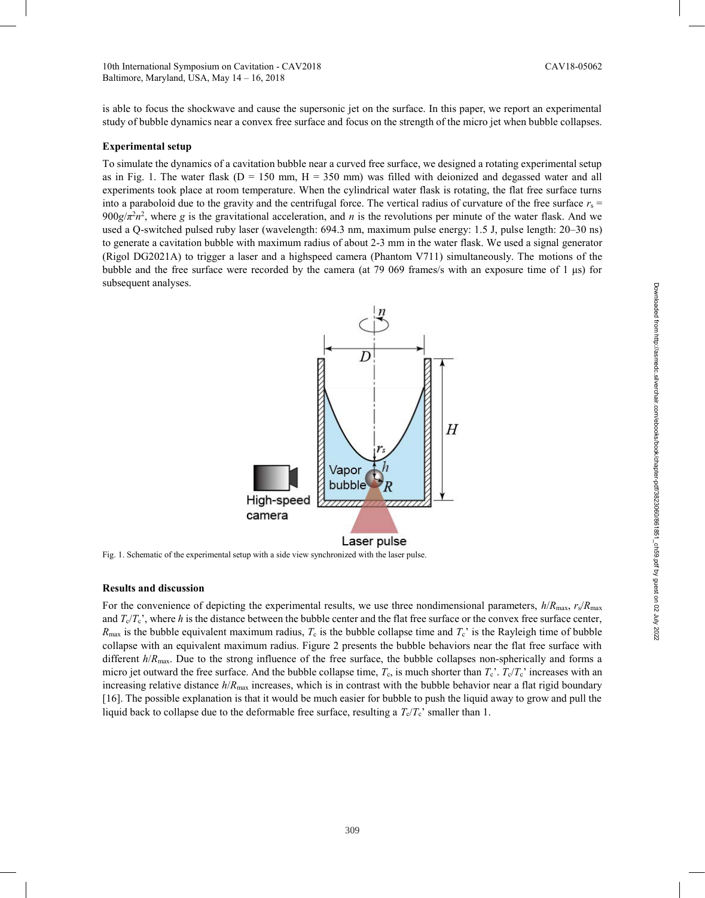is able to focus the shockwave and cause the supersonic jet on the surface. In this paper, we report an experimental study of bubble dynamics near a convex free surface and focus on the strength of the micro jet when bubble collapses.

### Experimental setup

To simulate the dynamics of a cavitation bubble near a curved free surface, we designed a rotating experimental setup as in Fig. 1. The water flask (D = 150 mm, H = 350 mm) was filled with deionized and degassed water and all experiments took place at room temperature. When the cylindrical water flask is rotating, the flat free surface turns into a paraboloid due to the gravity and the centrifugal force. The vertical radius of curvature of the free surface $r_s = 900g/\pi^2 n^2$, where $g$ is the gravitational acceleration, and $n$ is the revolutions per minute of the water flask. And we used a Q-switched pulsed ruby laser (wavelength: 694.3 nm, maximum pulse energy: 1.5 J, pulse length: 20–30 ns) to generate a cavitation bubble with maximum radius of about 2-3 mm in the water flask. We used a signal generator (Rigol DG2021A) to trigger a laser and a highspeed camera (Phantom V711) simultaneously. The motions of the bubble and the free surface were recorded by the camera (at 79 069 frames/s with an exposure time of 1 μs) for subsequent analyses.

Fig. 1. Schematic of the experimental setup with a side view synchronized with the laser pulse.

### Results and discussion

For the convenience of depicting the experimental results, we use three nondimensional parameters, $h/R_{max}$, $r_s/R_{max}$ and $T_c/T_c$', where $h$ is the distance between the bubble center and the flat free surface or the convex free surface center, $R_{max}$ is the bubble equivalent maximum radius, $T_c$ is the bubble collapse time and $T_c$' is the Rayleigh time of bubble collapse with an equivalent maximum radius. Figure 2 presents the bubble behaviors near the flat free surface with different $h/R_{max}$. Due to the strong influence of the free surface, the bubble collapses non-spherically and forms a micro jet outward the free surface. And the bubble collapse time, $T_c$, is much shorter than $T_c$'. $T_c/T_c$' increases with an increasing relative distance $h/R_{max}$ increases, which is in contrast with the bubble behavior near a flat rigid boundary [16]. The possible explanation is that it would be much easier for bubble to push the liquid away to grow and pull the liquid back to collapse due to the deformable free surface, resulting a $T_c/T_c$' smaller than 1.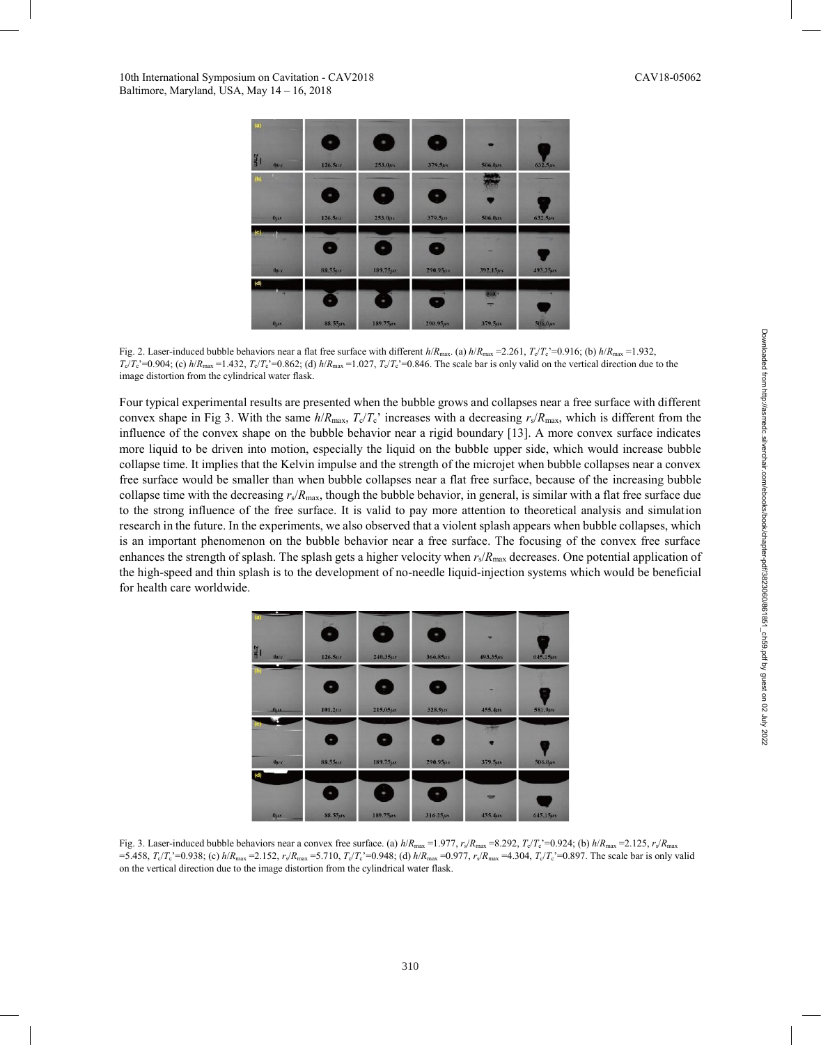Fig. 2. Laser-induced bubble behaviors near a flat free surface with different $h/R_{\max}$. (a) $h/R_{\max}$ =2.261, $T_c/T_c$'=0.916; (b) $h/R_{\max}$ =1.932, $T_c/T_c$'=0.904; (c) $h/R_{\max}$ =1.432, $T_c/T_c$'=0.862; (d) $h/R_{\max}$ =1.027, $T_c/T_c$'=0.846. The scale bar is only valid on the vertical direction due to the image distortion from the cylindrical water flask.

Four typical experimental results are presented when the bubble grows and collapses near a free surface with different convex shape in Fig 3. With the same $h/R_{\max}$, $T_c/T_c$' increases with a decreasing $r_s/R_{\max}$, which is different from the influence of the convex shape on the bubble behavior near a rigid boundary [13]. A more convex surface indicates more liquid to be driven into motion, especially the liquid on the bubble upper side, which would increase bubble collapse time. It implies that the Kelvin impulse and the strength of the microjet when bubble collapses near a convex free surface would be smaller than when bubble collapses near a flat free surface, because of the increasing bubble collapse time with the decreasing $r_s/R_{\max}$, though the bubble behavior, in general, is similar with a flat free surface due to the strong influence of the free surface. It is valid to pay more attention to theoretical analysis and simulation research in the future. In the experiments, we also observed that a violent splash appears when bubble collapses, which is an important phenomenon on the bubble behavior near a free surface. The focusing of the convex free surface enhances the strength of splash. The splash gets a higher velocity when $r_s/R_{\max}$ decreases. One potential application of the high-speed and thin splash is to the development of no-needle liquid-injection systems which would be beneficial for health care worldwide.

Fig. 3. Laser-induced bubble behaviors near a convex free surface. (a) $h/R_{\max}$ =1.977, $r_s/R_{\max}$ =8.292, $T_c/T_c$'=0.924; (b) $h/R_{\max}$ =2.125, $r_s/R_{\max}$ =5.458, $T_c/T_c$'=0.938; (c) $h/R_{\max}$ =2.152, $r_s/R_{\max}$ =5.710, $T_c/T_c$'=0.948; (d) $h/R_{\max}$ =0.977, $r_s/R_{\max}$ =4.304, $T_c/T_c$'=0.897. The scale bar is only valid on the vertical direction due to the image distortion from the cylindrical water flask.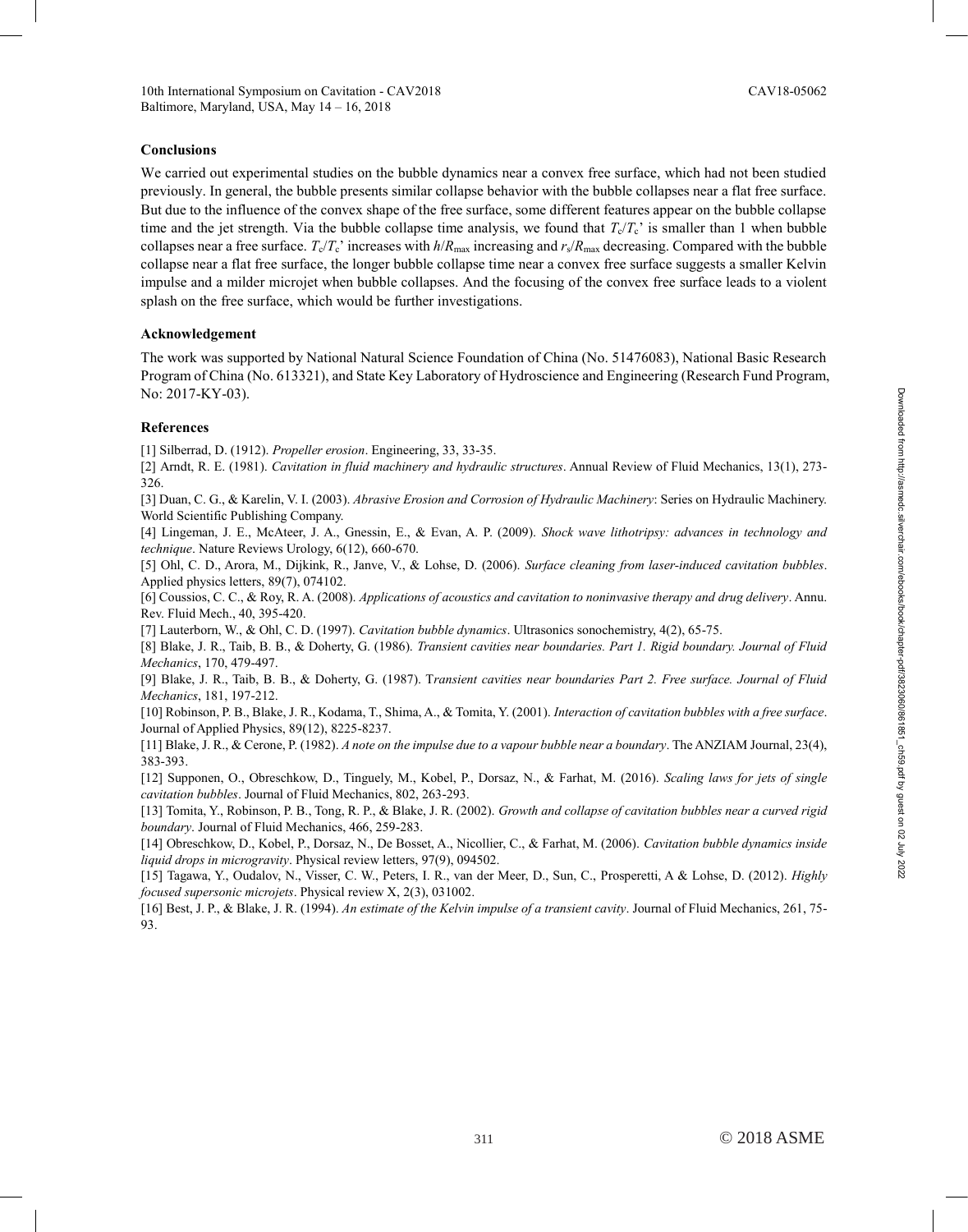### Conclusions

We carried out experimental studies on the bubble dynamics near a convex free surface, which had not been studied previously. In general, the bubble presents similar collapse behavior with the bubble collapses near a flat free surface. But due to the influence of the convex shape of the free surface, some different features appear on the bubble collapse time and the jet strength. Via the bubble collapse time analysis, we found that $T_c/T_c$' is smaller than 1 when bubble collapses near a free surface. $T_c/T_c$' increases with $h/R_{max}$ increasing and $r_s/R_{max}$ decreasing. Compared with the bubble collapse near a flat free surface, the longer bubble collapse time near a convex free surface suggests a smaller Kelvin impulse and a milder microjet when bubble collapses. And the focusing of the convex free surface leads to a violent splash on the free surface, which would be further investigations.

### Acknowledgement

The work was supported by National Natural Science Foundation of China (No. 51476083), National Basic Research Program of China (No. 613321), and State Key Laboratory of Hydroscience and Engineering (Research Fund Program, No: 2017-KY-03).

### References

[1] Silberrad, D. (1912). *Propeller erosion*. Engineering, 33, 33-35.

[2] Arndt, R. E. (1981). *Cavitation in fluid machinery and hydraulic structures*. Annual Review of Fluid Mechanics, 13(1), 273-326.

[3] Duan, C. G., & Karelin, V. I. (2003). *Abrasive Erosion and Corrosion of Hydraulic Machinery*: Series on Hydraulic Machinery. World Scientific Publishing Company.

[4] Lingeman, J. E., McAteer, J. A., Gnessin, E., & Evan, A. P. (2009). *Shock wave lithotripsy: advances in technology and technique*. Nature Reviews Urology, 6(12), 660-670.

[5] Ohl, C. D., Arora, M., Dijkink, R., Janve, V., & Lohse, D. (2006). *Surface cleaning from laser-induced cavitation bubbles*. Applied physics letters, 89(7), 074102.

[6] Coussios, C. C., & Roy, R. A. (2008). *Applications of acoustics and cavitation to noninvasive therapy and drug delivery*. Annu. Rev. Fluid Mech., 40, 395-420.

[7] Lauterborn, W., & Ohl, C. D. (1997). *Cavitation bubble dynamics*. Ultrasonics sonochemistry, 4(2), 65-75.

[8] Blake, J. R., Taib, B. B., & Doherty, G. (1986). *Transient cavities near boundaries. Part 1. Rigid boundary. Journal of Fluid Mechanics*, 170, 479-497.

[9] Blake, J. R., Taib, B. B., & Doherty, G. (1987). T*ransient cavities near boundaries Part 2. Free surface. Journal of Fluid Mechanics*, 181, 197-212.

[10] Robinson, P. B., Blake, J. R., Kodama, T., Shima, A., & Tomita, Y. (2001). *Interaction of cavitation bubbles with a free surface*. Journal of Applied Physics, 89(12), 8225-8237.

[11] Blake, J. R., & Cerone, P. (1982). *A note on the impulse due to a vapour bubble near a boundary*. The ANZIAM Journal, 23(4), 383-393.

[12] Supponen, O., Obreschkow, D., Tinguely, M., Kobel, P., Dorsaz, N., & Farhat, M. (2016). *Scaling laws for jets of single cavitation bubbles*. Journal of Fluid Mechanics, 802, 263-293.

[13] Tomita, Y., Robinson, P. B., Tong, R. P., & Blake, J. R. (2002). *Growth and collapse of cavitation bubbles near a curved rigid boundary*. Journal of Fluid Mechanics, 466, 259-283.

[14] Obreschkow, D., Kobel, P., Dorsaz, N., De Bosset, A., Nicollier, C., & Farhat, M. (2006). *Cavitation bubble dynamics inside liquid drops in microgravity*. Physical review letters, 97(9), 094502.

[15] Tagawa, Y., Oudalov, N., Visser, C. W., Peters, I. R., van der Meer, D., Sun, C., Prosperetti, A & Lohse, D. (2012). *Highly focused supersonic microjets*. Physical review X, 2(3), 031002.

[16] Best, J. P., & Blake, J. R. (1994). *An estimate of the Kelvin impulse of a transient cavity*. Journal of Fluid Mechanics, 261, 75-93.